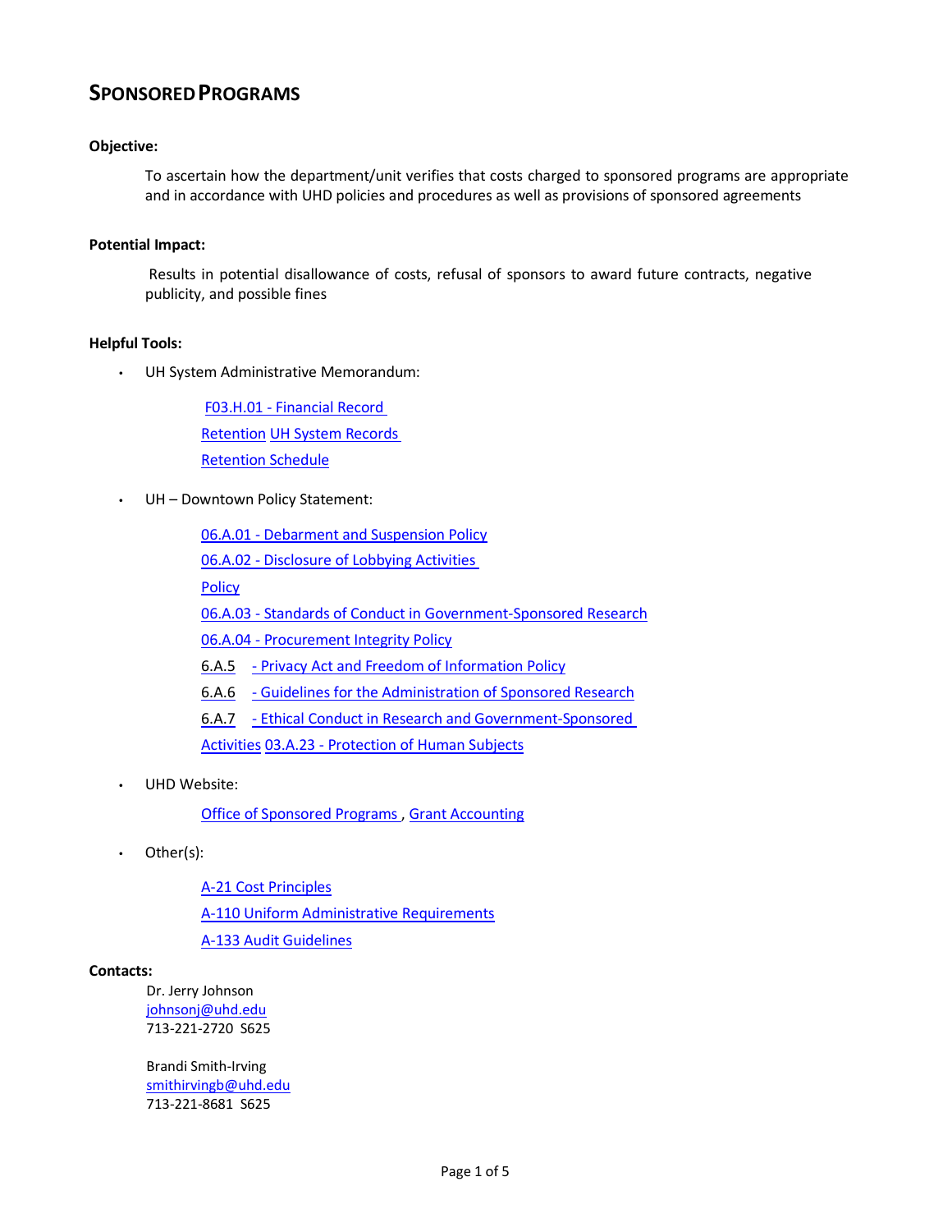# SPONSORED PROGRAMS

**Objective:**

To ascertain how the department/unit verifies that costs charged to sponsored programs are appropriate and in accordance with UHD policies and procedures as well as provisions of sponsored agreements

**Potential Impact:**

Results in potential disallowance of costs, refusal of sponsors to award future contracts, negative publicity, and possible fines

**Helpful Tools:**

- UH System Administrative Memorandum:

  F03.H.01 - Financial Record Retention UH System Records Retention Schedule

- UH – Downtown Policy Statement:

  06.A.01 - Debarment and Suspension Policy
  
  06.A.02 - Disclosure of Lobbying Activities Policy
  
  06.A.03 - Standards of Conduct in Government-Sponsored Research
  
  06.A.04 - Procurement Integrity Policy
  
  6.A.5 - Privacy Act and Freedom of Information Policy
  
  6.A.6 - Guidelines for the Administration of Sponsored Research
  
  6.A.7 - Ethical Conduct in Research and Government-Sponsored Activities 03.A.23 - Protection of Human Subjects

- UHD Website:

  Office of Sponsored Programs , Grant Accounting

- Other(s):

  A-21 Cost Principles
  
  A-110 Uniform Administrative Requirements
  
  A-133 Audit Guidelines

**Contacts:**

Dr. Jerry Johnson  
johnsonj@uhd.edu  
713-221-2720 S625

Brandi Smith-Irving  
smithirvingb@uhd.edu  
713-221-8681 S625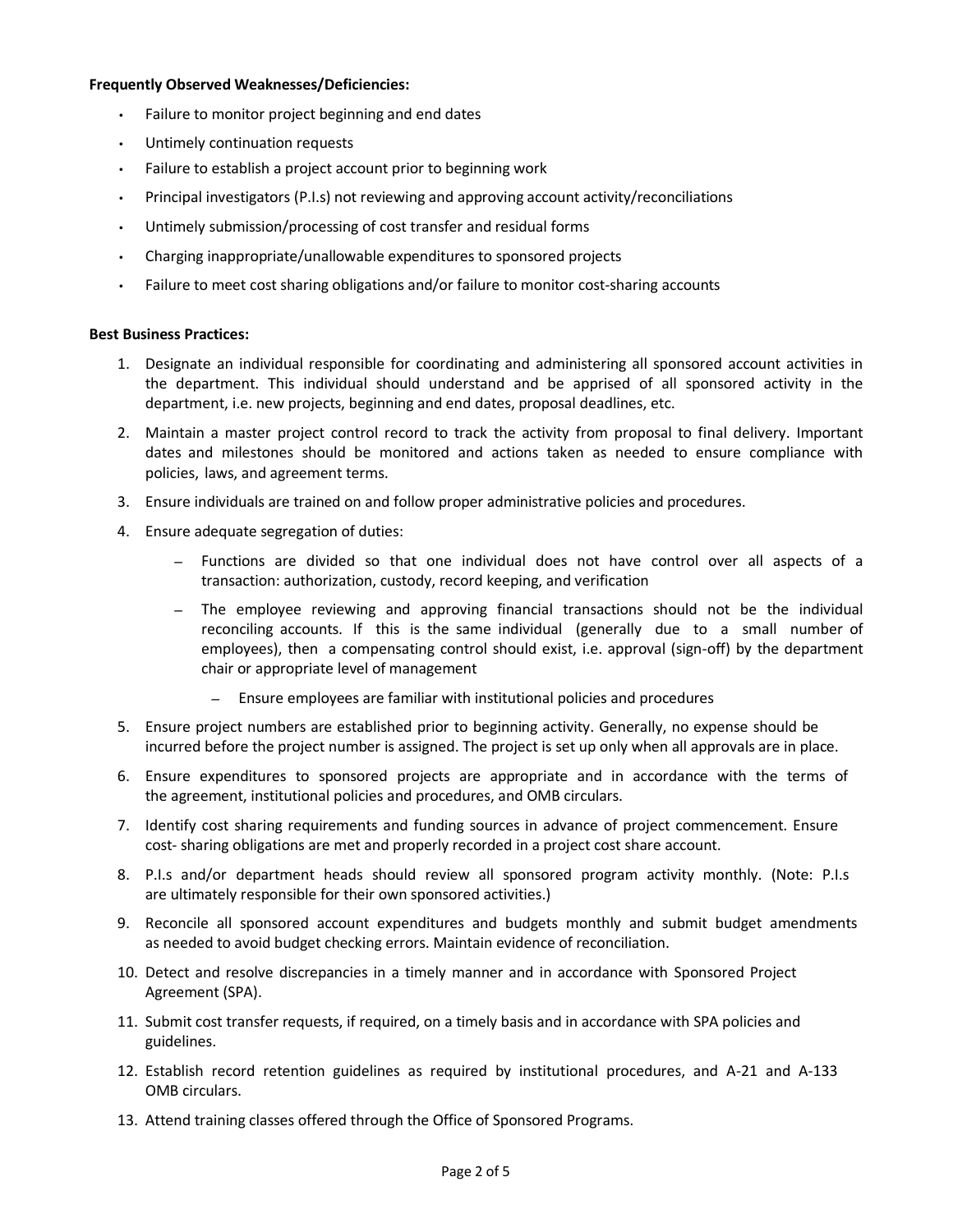**Frequently Observed Weaknesses/Deficiencies:**

- Failure to monitor project beginning and end dates
- Untimely continuation requests
- Failure to establish a project account prior to beginning work
- Principal investigators (P.I.s) not reviewing and approving account activity/reconciliations
- Untimely submission/processing of cost transfer and residual forms
- Charging inappropriate/unallowable expenditures to sponsored projects
- Failure to meet cost sharing obligations and/or failure to monitor cost-sharing accounts

**Best Business Practices:**

1. Designate an individual responsible for coordinating and administering all sponsored account activities in the department. This individual should understand and be apprised of all sponsored activity in the department, i.e. new projects, beginning and end dates, proposal deadlines, etc.
2. Maintain a master project control record to track the activity from proposal to final delivery. Important dates and milestones should be monitored and actions taken as needed to ensure compliance with policies, laws, and agreement terms.
3. Ensure individuals are trained on and follow proper administrative policies and procedures.
4. Ensure adequate segregation of duties:
   - Functions are divided so that one individual does not have control over all aspects of a transaction: authorization, custody, record keeping, and verification
   - The employee reviewing and approving financial transactions should not be the individual reconciling accounts. If this is the same individual (generally due to a small number of employees), then a compensating control should exist, i.e. approval (sign-off) by the department chair or appropriate level of management
     - Ensure employees are familiar with institutional policies and procedures
5. Ensure project numbers are established prior to beginning activity. Generally, no expense should be incurred before the project number is assigned. The project is set up only when all approvals are in place.
6. Ensure expenditures to sponsored projects are appropriate and in accordance with the terms of the agreement, institutional policies and procedures, and OMB circulars.
7. Identify cost sharing requirements and funding sources in advance of project commencement. Ensure cost- sharing obligations are met and properly recorded in a project cost share account.
8. P.I.s and/or department heads should review all sponsored program activity monthly. (Note: P.I.s are ultimately responsible for their own sponsored activities.)
9. Reconcile all sponsored account expenditures and budgets monthly and submit budget amendments as needed to avoid budget checking errors. Maintain evidence of reconciliation.
10. Detect and resolve discrepancies in a timely manner and in accordance with Sponsored Project Agreement (SPA).
11. Submit cost transfer requests, if required, on a timely basis and in accordance with SPA policies and guidelines.
12. Establish record retention guidelines as required by institutional procedures, and A-21 and A-133 OMB circulars.
13. Attend training classes offered through the Office of Sponsored Programs.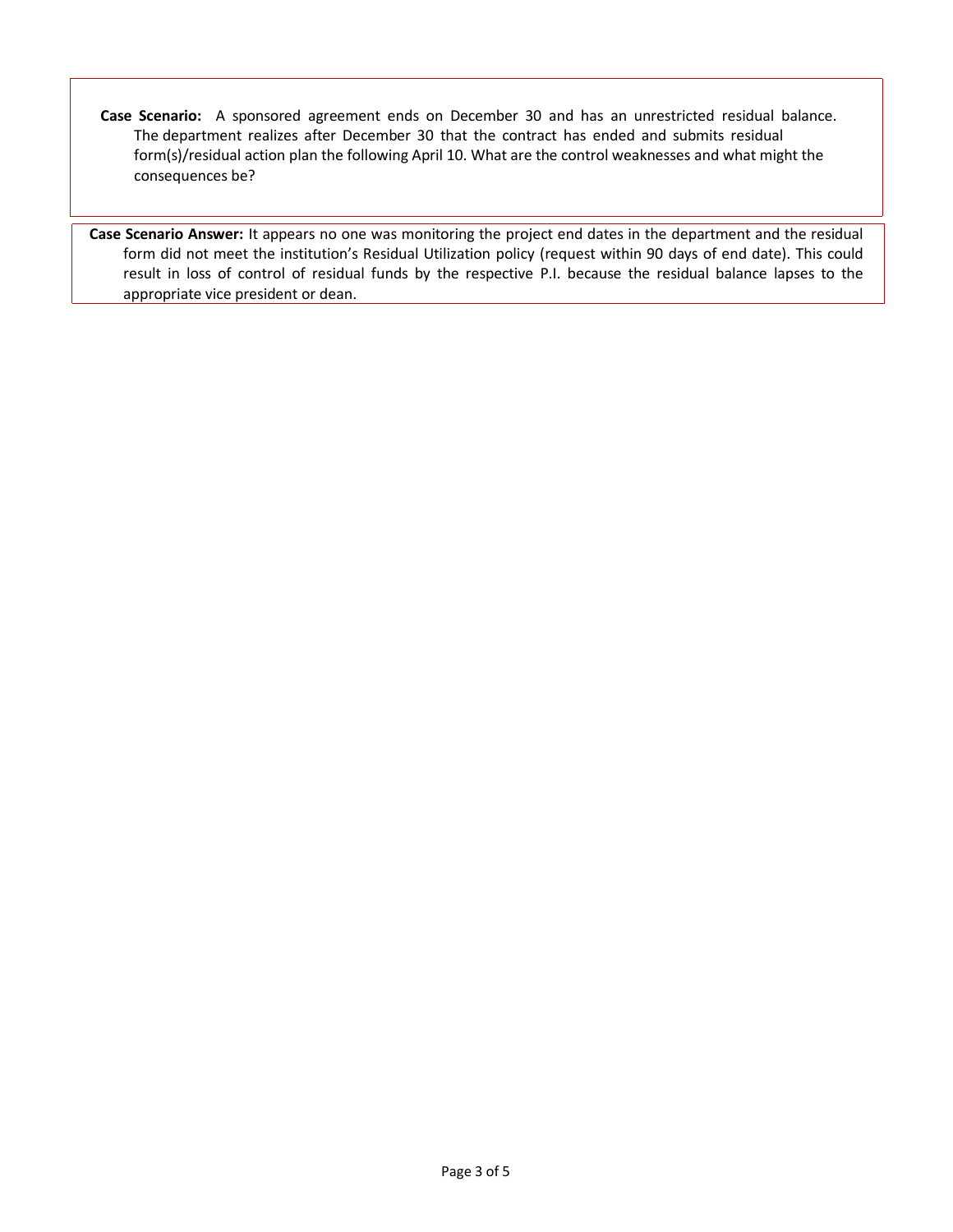**Case Scenario:** A sponsored agreement ends on December 30 and has an unrestricted residual balance. The department realizes after December 30 that the contract has ended and submits residual form(s)/residual action plan the following April 10. What are the control weaknesses and what might the consequences be?

**Case Scenario Answer:** It appears no one was monitoring the project end dates in the department and the residual form did not meet the institution's Residual Utilization policy (request within 90 days of end date). This could result in loss of control of residual funds by the respective P.I. because the residual balance lapses to the appropriate vice president or dean.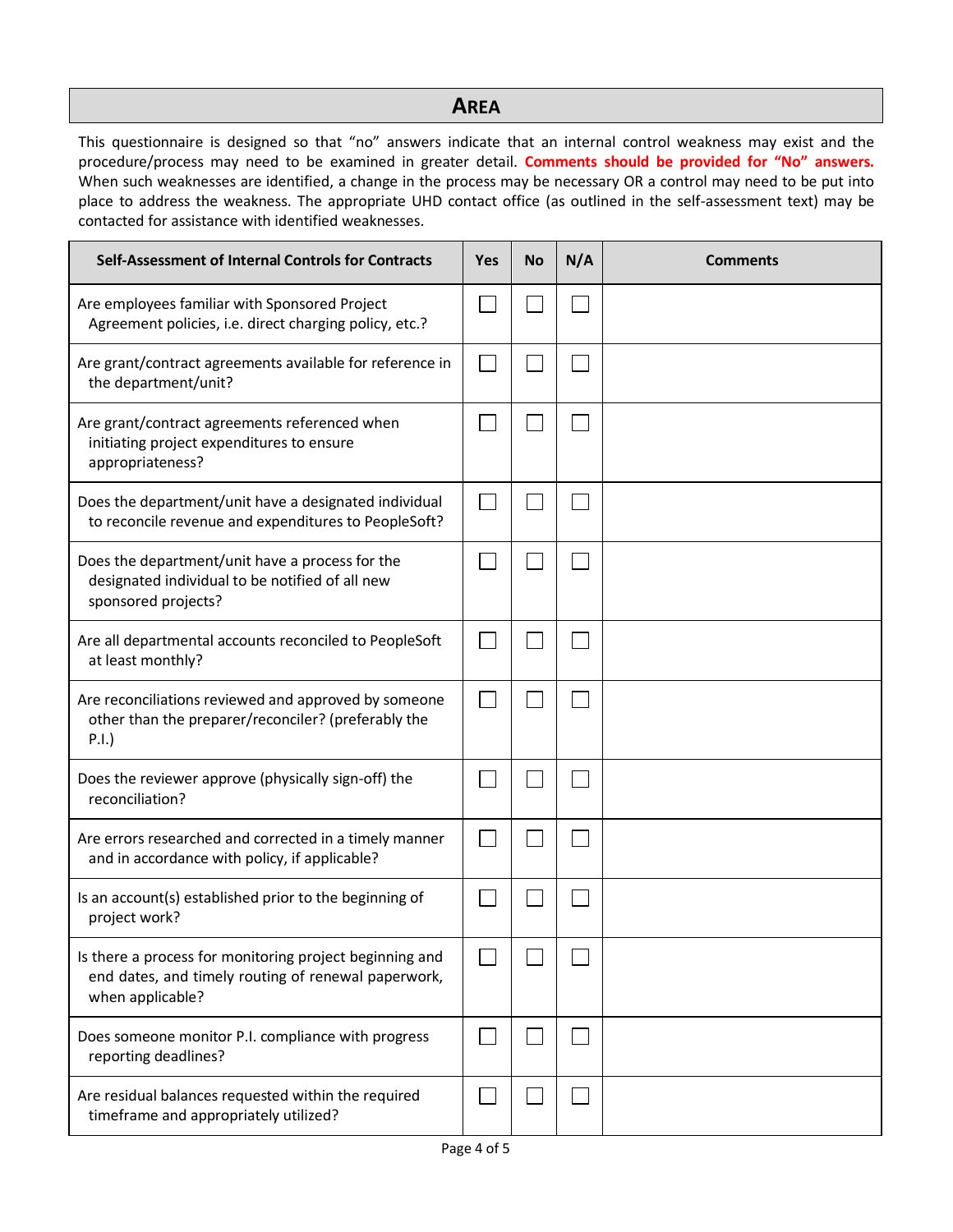## AREA

This questionnaire is designed so that "no" answers indicate that an internal control weakness may exist and the procedure/process may need to be examined in greater detail. **Comments should be provided for "No" answers.** When such weaknesses are identified, a change in the process may be necessary OR a control may need to be put into place to address the weakness. The appropriate UHD contact office (as outlined in the self-assessment text) may be contacted for assistance with identified weaknesses.

| Self-Assessment of Internal Controls for Contracts | Yes | No | N/A | Comments |
|---|---|---|---|---|
| Are employees familiar with Sponsored Project Agreement policies, i.e. direct charging policy, etc.? | ☐ | ☐ | ☐ | |
| Are grant/contract agreements available for reference in the department/unit? | ☐ | ☐ | ☐ | |
| Are grant/contract agreements referenced when initiating project expenditures to ensure appropriateness? | ☐ | ☐ | ☐ | |
| Does the department/unit have a designated individual to reconcile revenue and expenditures to PeopleSoft? | ☐ | ☐ | ☐ | |
| Does the department/unit have a process for the designated individual to be notified of all new sponsored projects? | ☐ | ☐ | ☐ | |
| Are all departmental accounts reconciled to PeopleSoft at least monthly? | ☐ | ☐ | ☐ | |
| Are reconciliations reviewed and approved by someone other than the preparer/reconciler? (preferably the P.I.) | ☐ | ☐ | ☐ | |
| Does the reviewer approve (physically sign-off) the reconciliation? | ☐ | ☐ | ☐ | |
| Are errors researched and corrected in a timely manner and in accordance with policy, if applicable? | ☐ | ☐ | ☐ | |
| Is an account(s) established prior to the beginning of project work? | ☐ | ☐ | ☐ | |
| Is there a process for monitoring project beginning and end dates, and timely routing of renewal paperwork, when applicable? | ☐ | ☐ | ☐ | |
| Does someone monitor P.I. compliance with progress reporting deadlines? | ☐ | ☐ | ☐ | |
| Are residual balances requested within the required timeframe and appropriately utilized? | ☐ | ☐ | ☐ | |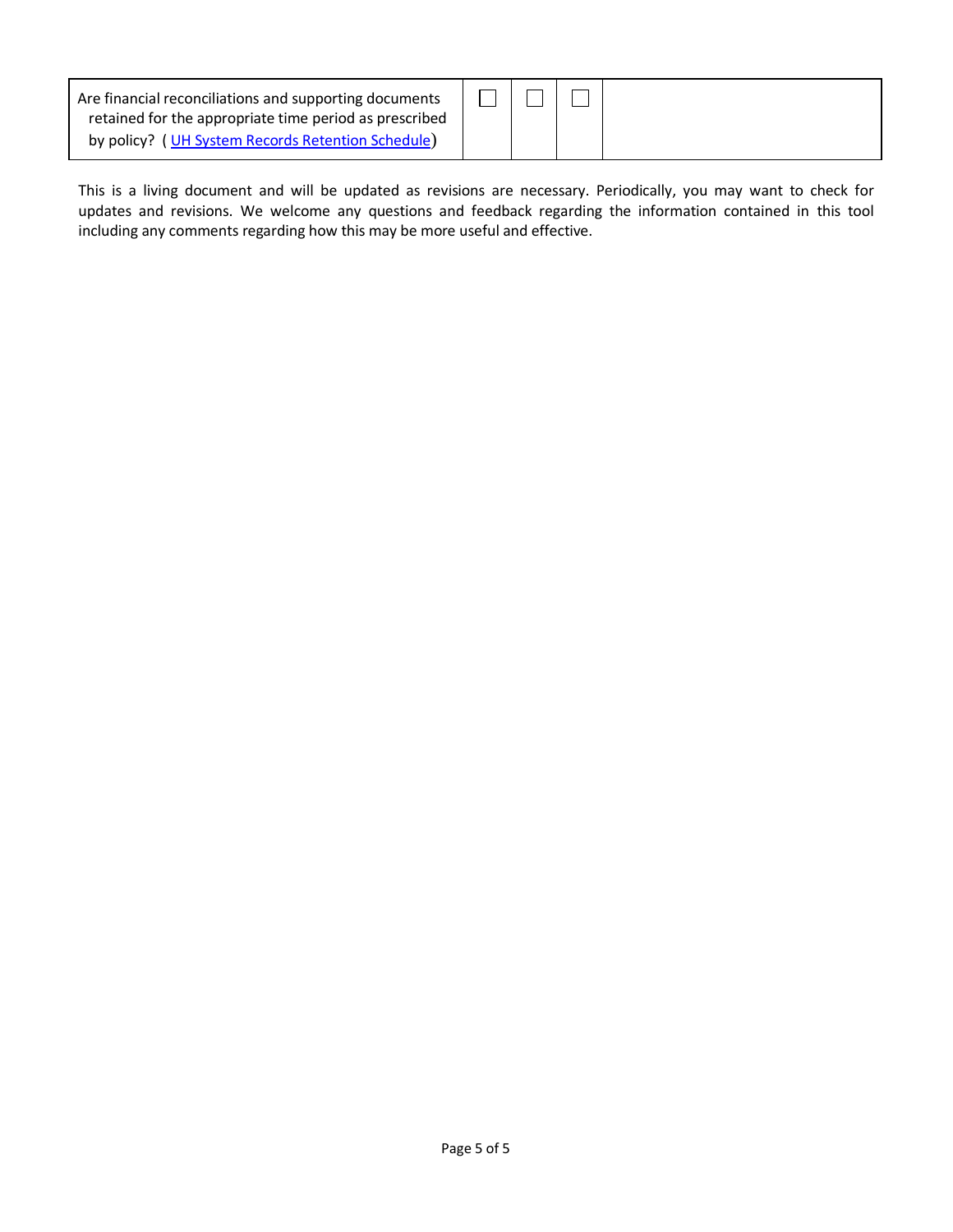| | | | | |
|---|---|---|---|---|
| Are financial reconciliations and supporting documents retained for the appropriate time period as prescribed by policy? ( UH System Records Retention Schedule) | ☐ | ☐ | ☐ | |

This is a living document and will be updated as revisions are necessary. Periodically, you may want to check for updates and revisions. We welcome any questions and feedback regarding the information contained in this tool including any comments regarding how this may be more useful and effective.